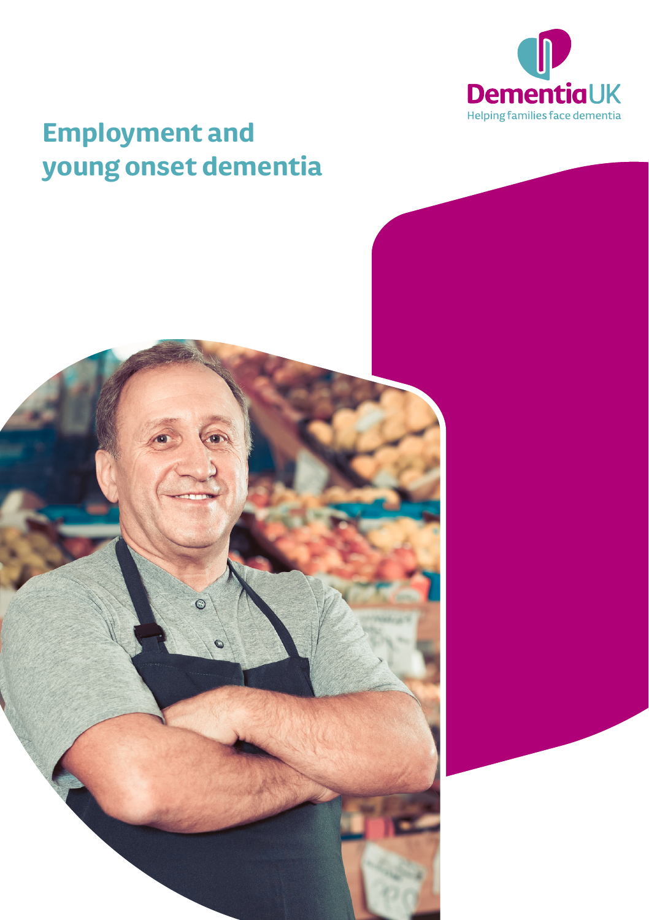Dementia UK

Helping families face dementia

# Employment and young onset dementia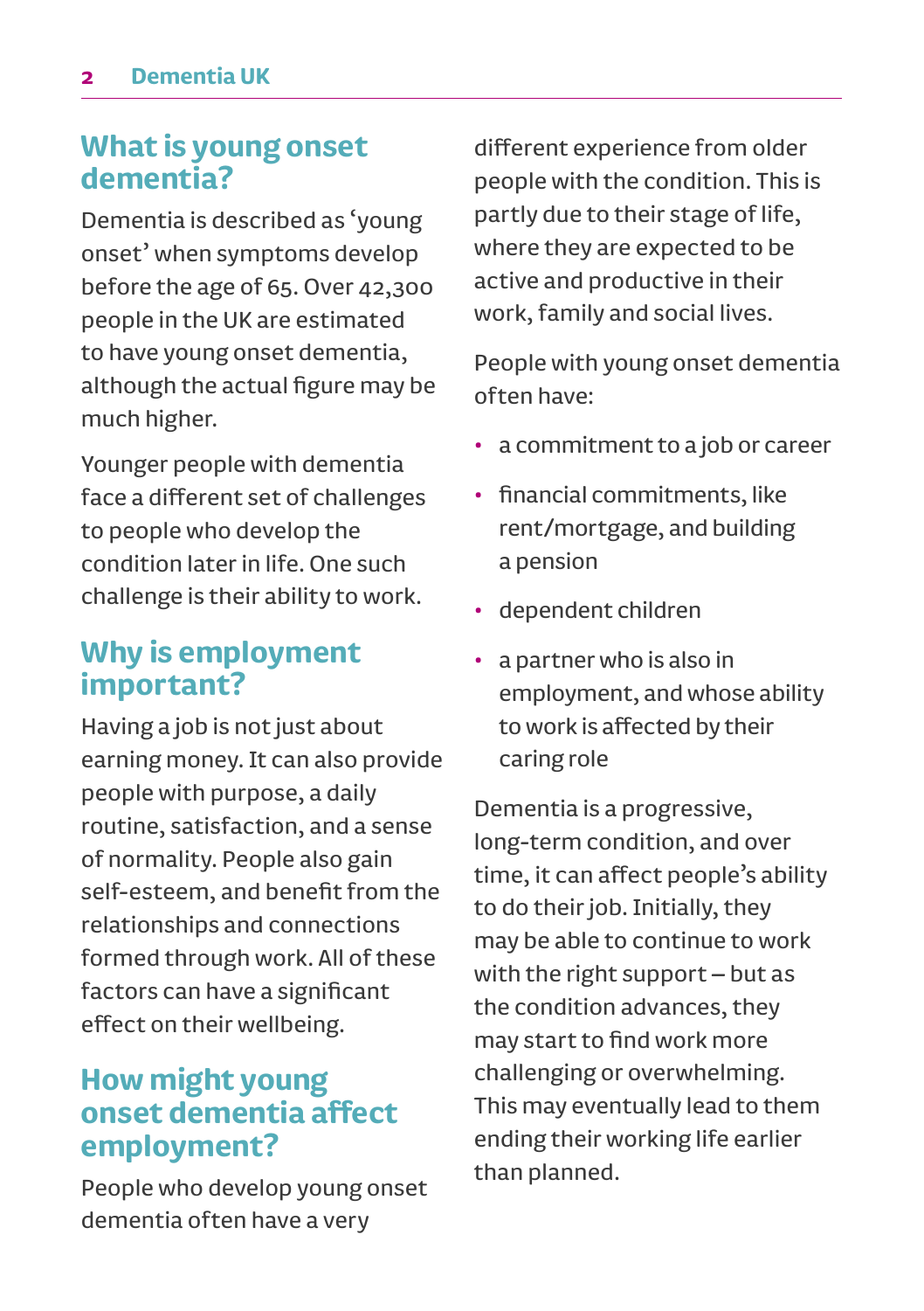## What is young onset dementia?

Dementia is described as 'young onset' when symptoms develop before the age of 65. Over 42,300 people in the UK are estimated to have young onset dementia, although the actual figure may be much higher.

Younger people with dementia face a different set of challenges to people who develop the condition later in life. One such challenge is their ability to work.

## Why is employment important?

Having a job is not just about earning money. It can also provide people with purpose, a daily routine, satisfaction, and a sense of normality. People also gain self-esteem, and benefit from the relationships and connections formed through work. All of these factors can have a significant effect on their wellbeing.

## How might young onset dementia affect employment?

People who develop young onset dementia often have a very different experience from older people with the condition. This is partly due to their stage of life, where they are expected to be active and productive in their work, family and social lives.

People with young onset dementia often have:

- a commitment to a job or career
- financial commitments, like rent/mortgage, and building a pension
- dependent children
- a partner who is also in employment, and whose ability to work is affected by their caring role

Dementia is a progressive, long-term condition, and over time, it can affect people's ability to do their job. Initially, they may be able to continue to work with the right support – but as the condition advances, they may start to find work more challenging or overwhelming. This may eventually lead to them ending their working life earlier than planned.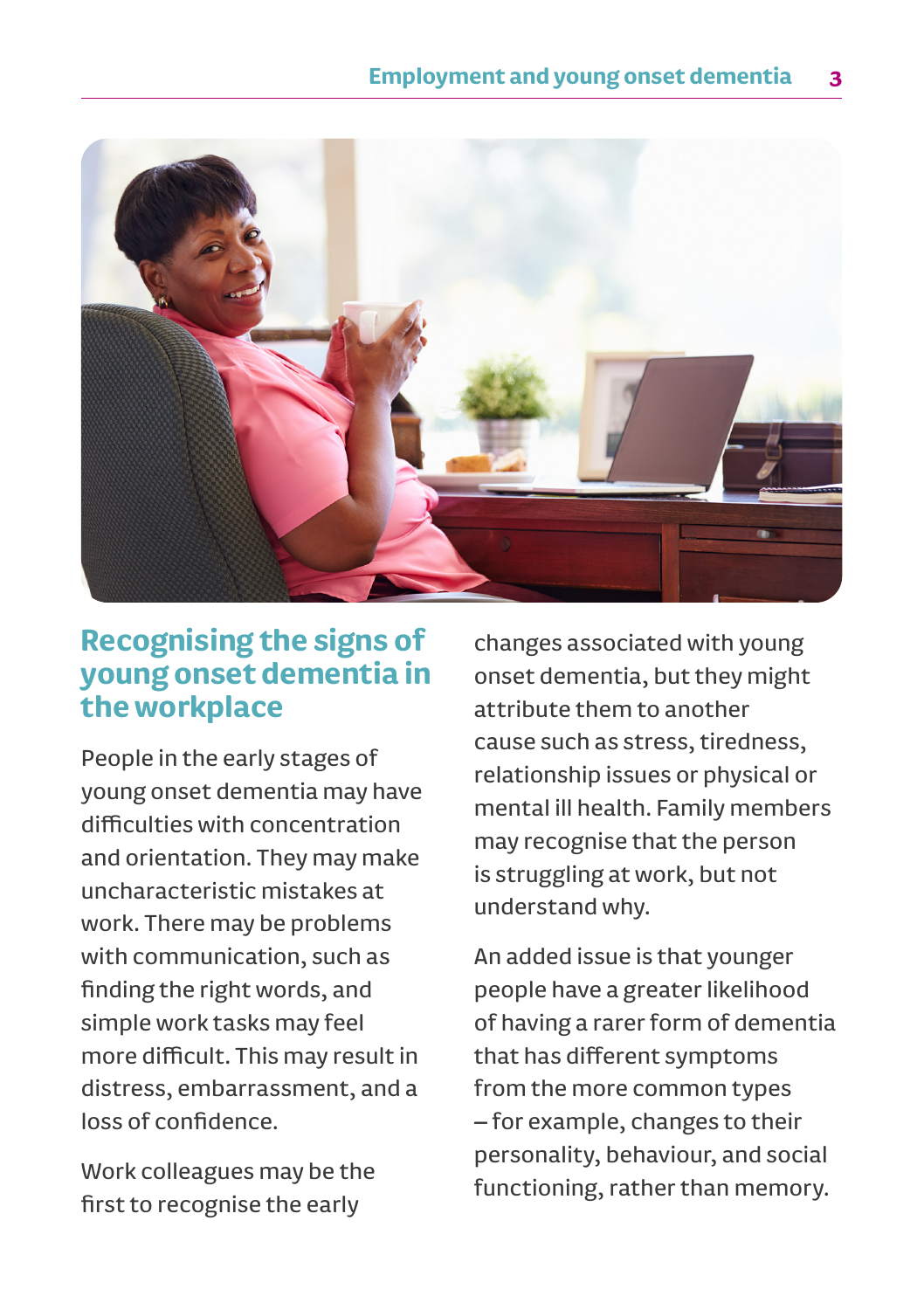## Recognising the signs of young onset dementia in the workplace

People in the early stages of young onset dementia may have difficulties with concentration and orientation. They may make uncharacteristic mistakes at work. There may be problems with communication, such as finding the right words, and simple work tasks may feel more difficult. This may result in distress, embarrassment, and a loss of confidence.

Work colleagues may be the first to recognise the early changes associated with young onset dementia, but they might attribute them to another cause such as stress, tiredness, relationship issues or physical or mental ill health. Family members may recognise that the person is struggling at work, but not understand why.

An added issue is that younger people have a greater likelihood of having a rarer form of dementia that has different symptoms from the more common types – for example, changes to their personality, behaviour, and social functioning, rather than memory.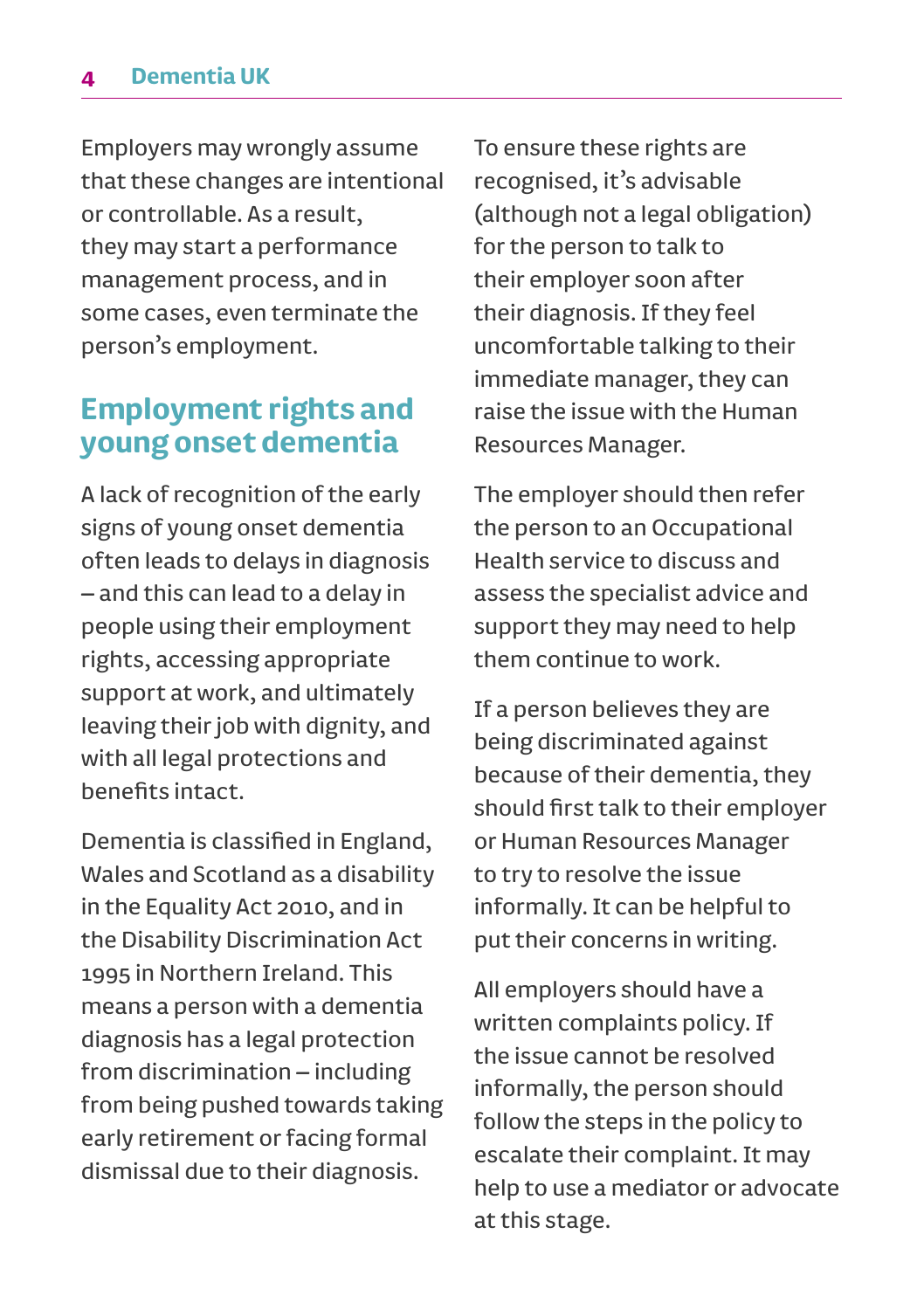Employers may wrongly assume that these changes are intentional or controllable. As a result, they may start a performance management process, and in some cases, even terminate the person's employment.

## Employment rights and young onset dementia

A lack of recognition of the early signs of young onset dementia often leads to delays in diagnosis – and this can lead to a delay in people using their employment rights, accessing appropriate support at work, and ultimately leaving their job with dignity, and with all legal protections and benefits intact.

Dementia is classified in England, Wales and Scotland as a disability in the Equality Act 2010, and in the Disability Discrimination Act 1995 in Northern Ireland. This means a person with a dementia diagnosis has a legal protection from discrimination – including from being pushed towards taking early retirement or facing formal dismissal due to their diagnosis.

To ensure these rights are recognised, it's advisable (although not a legal obligation) for the person to talk to their employer soon after their diagnosis. If they feel uncomfortable talking to their immediate manager, they can raise the issue with the Human Resources Manager.

The employer should then refer the person to an Occupational Health service to discuss and assess the specialist advice and support they may need to help them continue to work.

If a person believes they are being discriminated against because of their dementia, they should first talk to their employer or Human Resources Manager to try to resolve the issue informally. It can be helpful to put their concerns in writing.

All employers should have a written complaints policy. If the issue cannot be resolved informally, the person should follow the steps in the policy to escalate their complaint. It may help to use a mediator or advocate at this stage.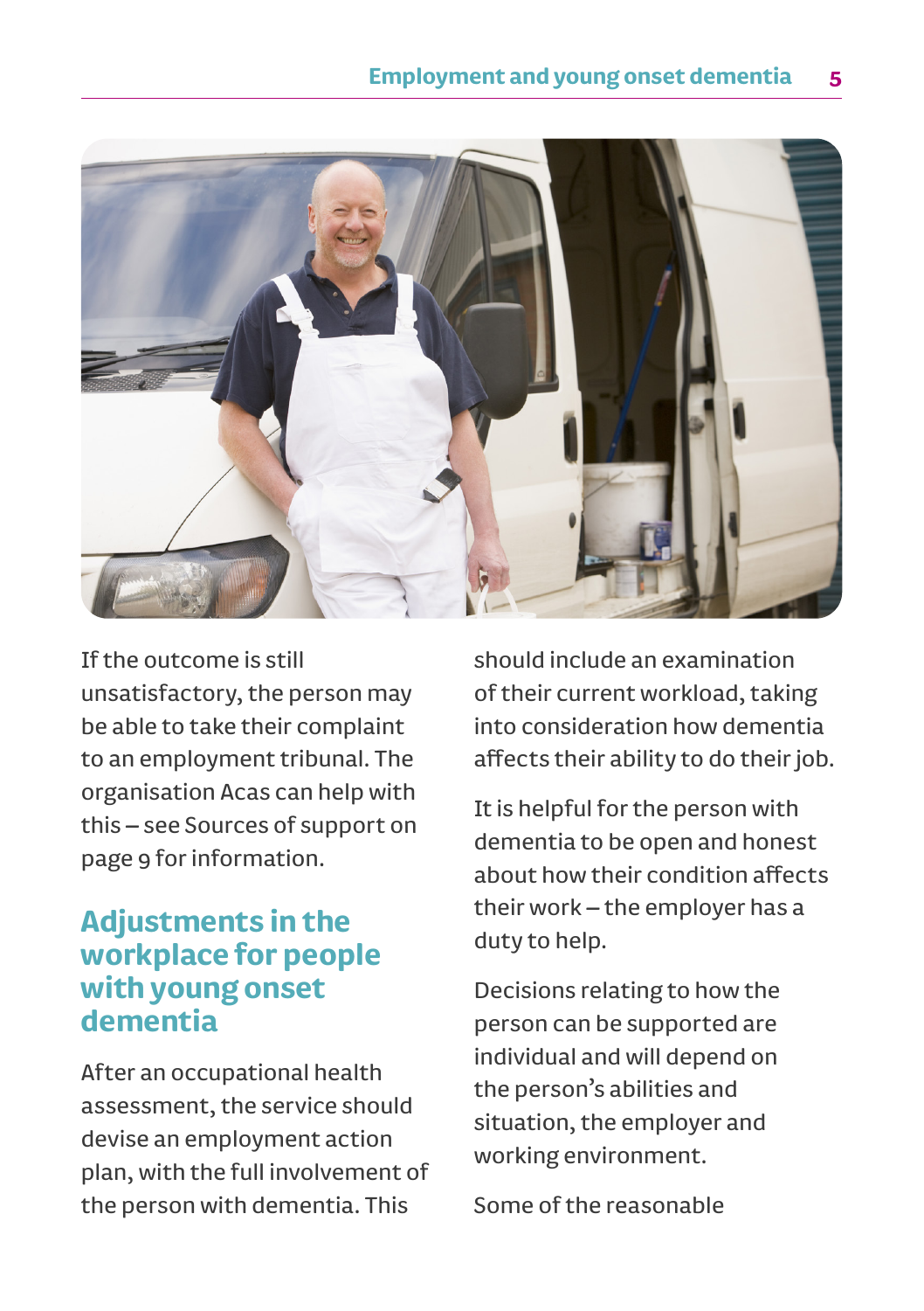If the outcome is still unsatisfactory, the person may be able to take their complaint to an employment tribunal. The organisation Acas can help with this – see Sources of support on page 9 for information.

## Adjustments in the workplace for people with young onset dementia

After an occupational health assessment, the service should devise an employment action plan, with the full involvement of the person with dementia. This should include an examination of their current workload, taking into consideration how dementia affects their ability to do their job.

It is helpful for the person with dementia to be open and honest about how their condition affects their work – the employer has a duty to help.

Decisions relating to how the person can be supported are individual and will depend on the person's abilities and situation, the employer and working environment.

Some of the reasonable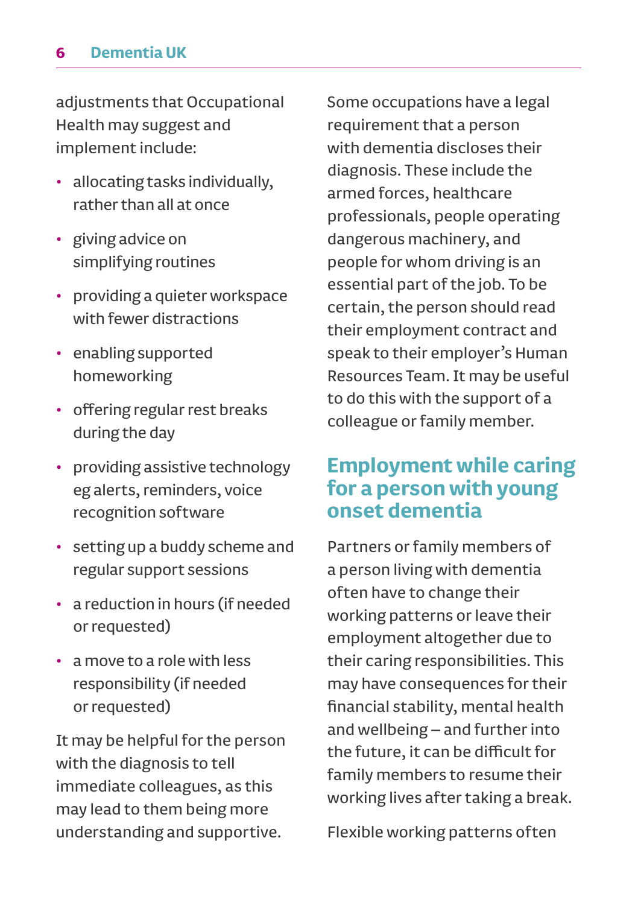adjustments that Occupational Health may suggest and implement include:

- allocating tasks individually, rather than all at once
- giving advice on simplifying routines
- providing a quieter workspace with fewer distractions
- enabling supported homeworking
- offering regular rest breaks during the day
- providing assistive technology eg alerts, reminders, voice recognition software
- setting up a buddy scheme and regular support sessions
- a reduction in hours (if needed or requested)
- a move to a role with less responsibility (if needed or requested)

It may be helpful for the person with the diagnosis to tell immediate colleagues, as this may lead to them being more understanding and supportive.

Some occupations have a legal requirement that a person with dementia discloses their diagnosis. These include the armed forces, healthcare professionals, people operating dangerous machinery, and people for whom driving is an essential part of the job. To be certain, the person should read their employment contract and speak to their employer's Human Resources Team. It may be useful to do this with the support of a colleague or family member.

## Employment while caring for a person with young onset dementia

Partners or family members of a person living with dementia often have to change their working patterns or leave their employment altogether due to their caring responsibilities. This may have consequences for their financial stability, mental health and wellbeing – and further into the future, it can be difficult for family members to resume their working lives after taking a break.

Flexible working patterns often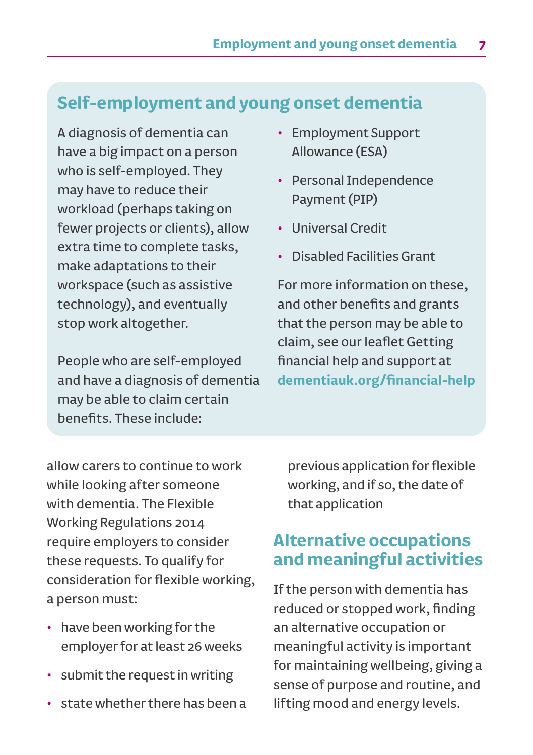## Self-employment and young onset dementia

A diagnosis of dementia can have a big impact on a person who is self-employed. They may have to reduce their workload (perhaps taking on fewer projects or clients), allow extra time to complete tasks, make adaptations to their workspace (such as assistive technology), and eventually stop work altogether.

People who are self-employed and have a diagnosis of dementia may be able to claim certain benefits. These include:

- Employment Support Allowance (ESA)
- Personal Independence Payment (PIP)
- Universal Credit
- Disabled Facilities Grant

For more information on these, and other benefits and grants that the person may be able to claim, see our leaflet Getting financial help and support at **dementiauk.org/financial-help**

allow carers to continue to work while looking after someone with dementia. The Flexible Working Regulations 2014 require employers to consider these requests. To qualify for consideration for flexible working, a person must:

- have been working for the employer for at least 26 weeks
- submit the request in writing
- state whether there has been a previous application for flexible working, and if so, the date of that application

## Alternative occupations and meaningful activities

If the person with dementia has reduced or stopped work, finding an alternative occupation or meaningful activity is important for maintaining wellbeing, giving a sense of purpose and routine, and lifting mood and energy levels.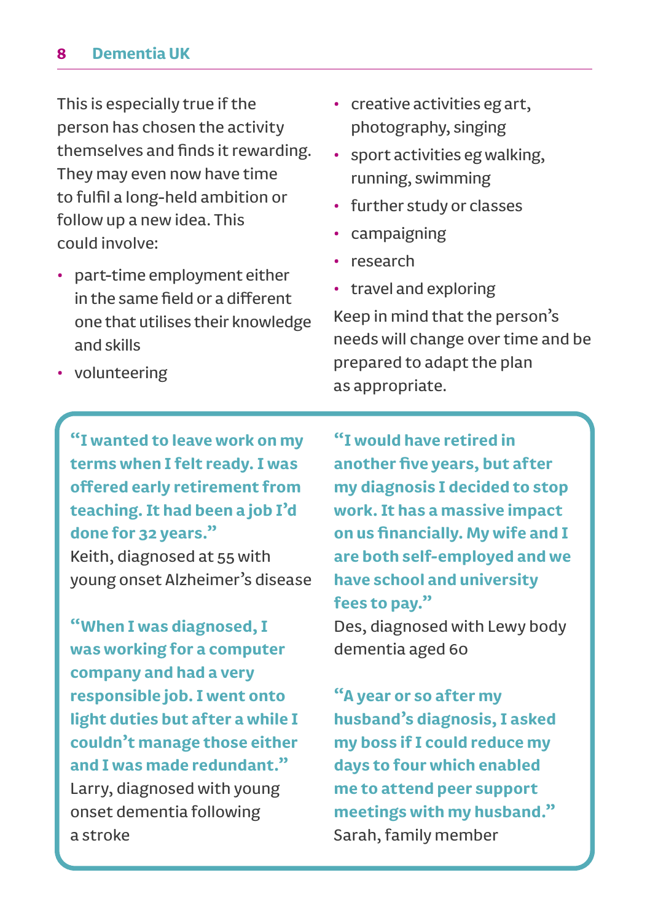This is especially true if the person has chosen the activity themselves and finds it rewarding. They may even now have time to fulfil a long-held ambition or follow up a new idea. This could involve:

- part-time employment either in the same field or a different one that utilises their knowledge and skills
- volunteering
- creative activities eg art, photography, singing
- sport activities eg walking, running, swimming
- further study or classes
- campaigning
- research
- travel and exploring

Keep in mind that the person's needs will change over time and be prepared to adapt the plan as appropriate.

**"I wanted to leave work on my terms when I felt ready. I was offered early retirement from teaching. It had been a job I'd done for 32 years."**
Keith, diagnosed at 55 with young onset Alzheimer's disease

**"When I was diagnosed, I was working for a computer company and had a very responsible job. I went onto light duties but after a while I couldn't manage those either and I was made redundant."**
Larry, diagnosed with young onset dementia following a stroke

**"I would have retired in another five years, but after my diagnosis I decided to stop work. It has a massive impact on us financially. My wife and I are both self-employed and we have school and university fees to pay."**
Des, diagnosed with Lewy body dementia aged 60

**"A year or so after my husband's diagnosis, I asked my boss if I could reduce my days to four which enabled me to attend peer support meetings with my husband."**
Sarah, family member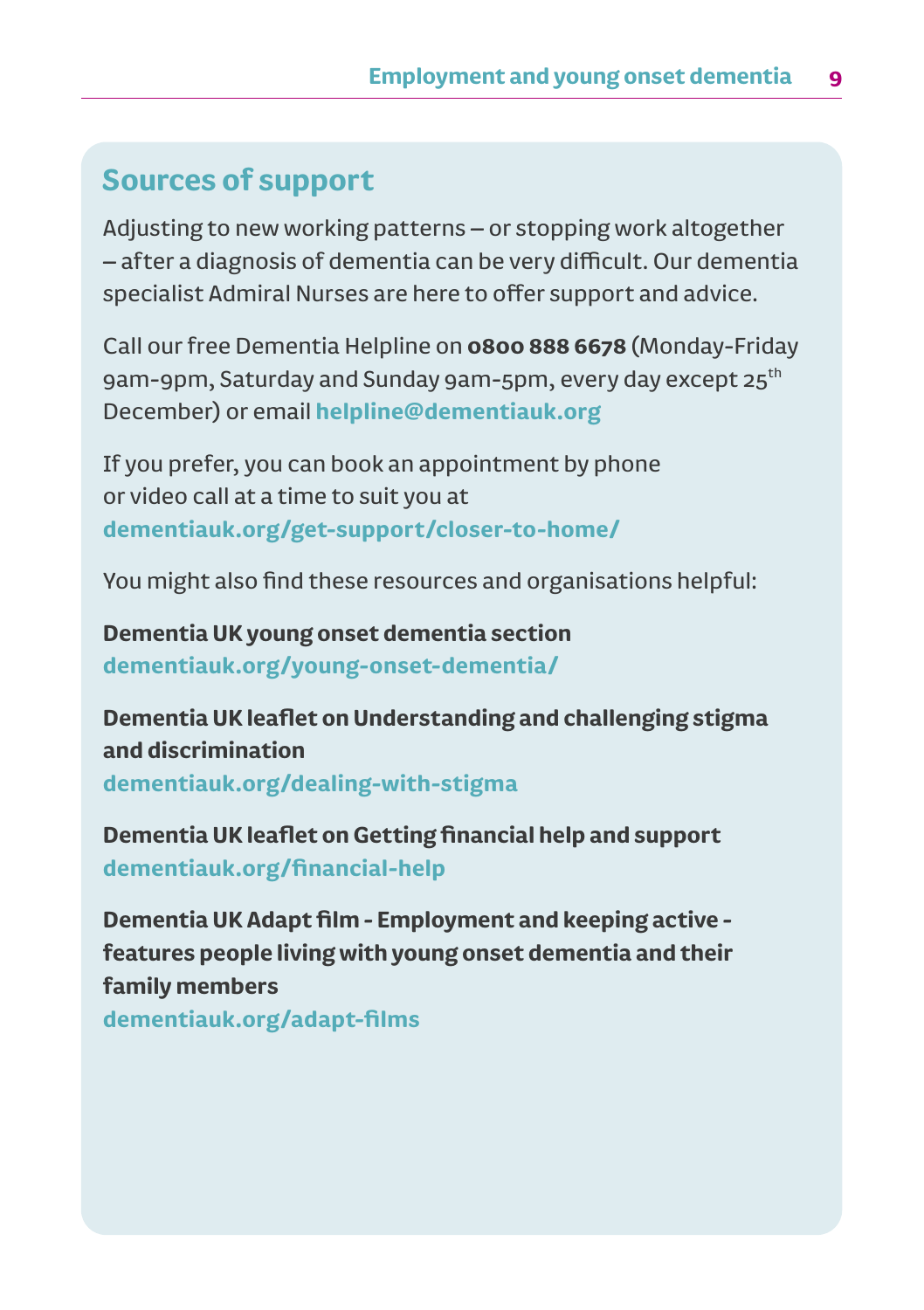## Sources of support

Adjusting to new working patterns – or stopping work altogether – after a diagnosis of dementia can be very difficult. Our dementia specialist Admiral Nurses are here to offer support and advice.

Call our free Dementia Helpline on **0800 888 6678** (Monday-Friday 9am-9pm, Saturday and Sunday 9am-5pm, every day except 25th December) or email **helpline@dementiauk.org**

If you prefer, you can book an appointment by phone or video call at a time to suit you at **dementiauk.org/get-support/closer-to-home/**

You might also find these resources and organisations helpful:

**Dementia UK young onset dementia section**
**dementiauk.org/young-onset-dementia/**

**Dementia UK leaflet on Understanding and challenging stigma and discrimination**
**dementiauk.org/dealing-with-stigma**

**Dementia UK leaflet on Getting financial help and support**
**dementiauk.org/financial-help**

**Dementia UK Adapt film - Employment and keeping active - features people living with young onset dementia and their family members**
**dementiauk.org/adapt-films**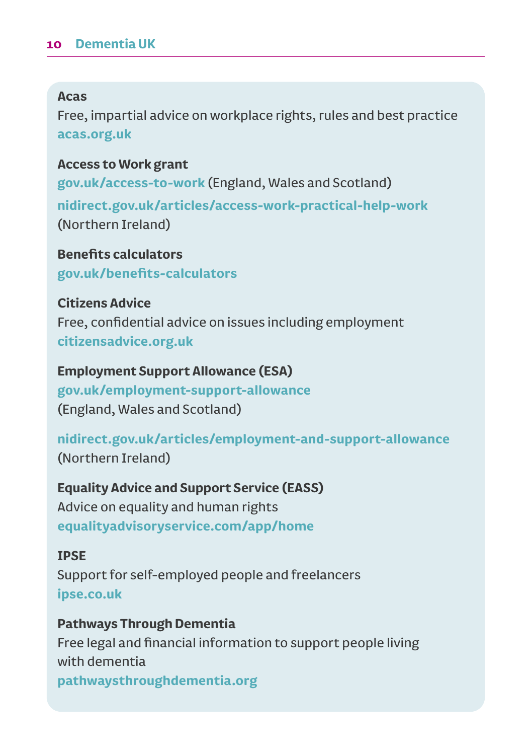**Acas**
Free, impartial advice on workplace rights, rules and best practice
**acas.org.uk**

**Access to Work grant**
**gov.uk/access-to-work** (England, Wales and Scotland)
**nidirect.gov.uk/articles/access-work-practical-help-work**
(Northern Ireland)

**Benefits calculators**
**gov.uk/benefits-calculators**

**Citizens Advice**
Free, confidential advice on issues including employment
**citizensadvice.org.uk**

**Employment Support Allowance (ESA)**
**gov.uk/employment-support-allowance**
(England, Wales and Scotland)

**nidirect.gov.uk/articles/employment-and-support-allowance**
(Northern Ireland)

**Equality Advice and Support Service (EASS)**
Advice on equality and human rights
**equalityadvisoryservice.com/app/home**

**IPSE**
Support for self-employed people and freelancers
**ipse.co.uk**

**Pathways Through Dementia**
Free legal and financial information to support people living with dementia
**pathwaysthroughdementia.org**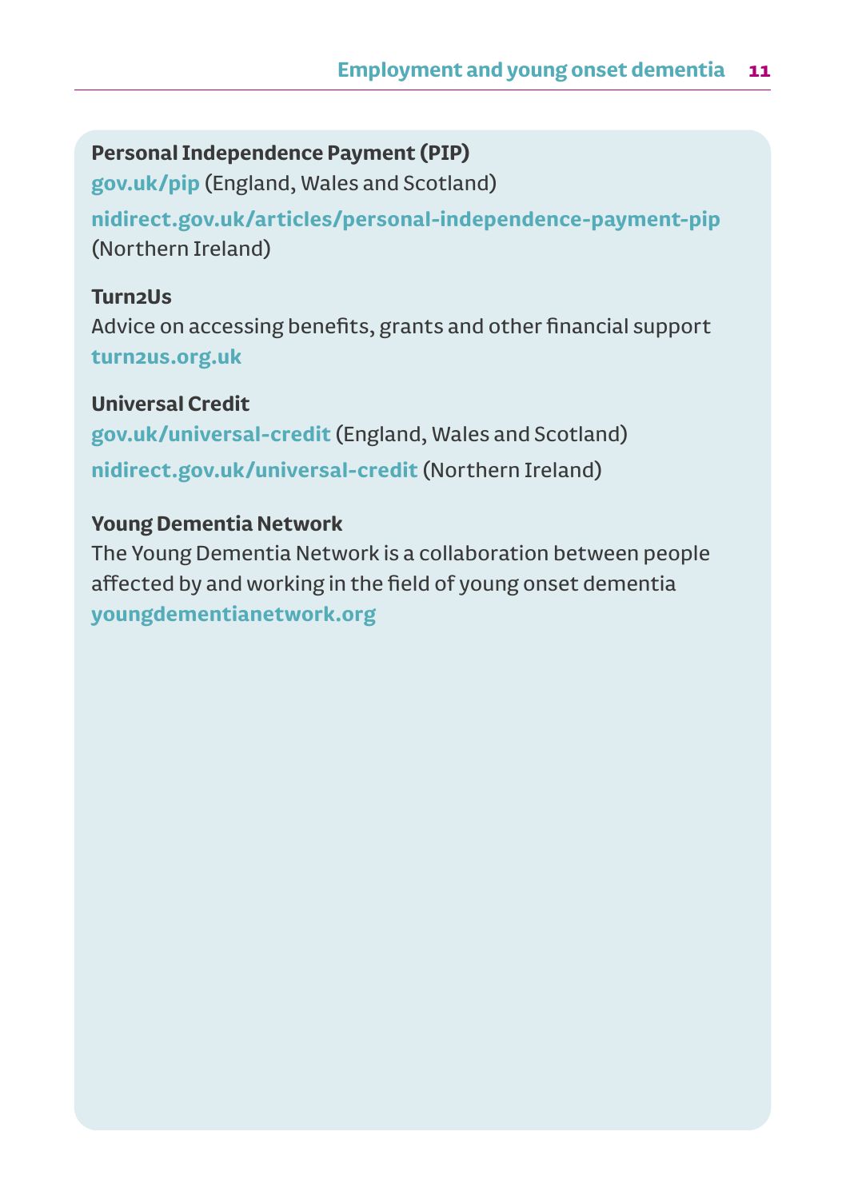**Personal Independence Payment (PIP)**
**gov.uk/pip** (England, Wales and Scotland)
**nidirect.gov.uk/articles/personal-independence-payment-pip** (Northern Ireland)

**Turn2Us**
Advice on accessing benefits, grants and other financial support
**turn2us.org.uk**

**Universal Credit**
**gov.uk/universal-credit** (England, Wales and Scotland)
**nidirect.gov.uk/universal-credit** (Northern Ireland)

**Young Dementia Network**
The Young Dementia Network is a collaboration between people affected by and working in the field of young onset dementia
**youngdementianetwork.org**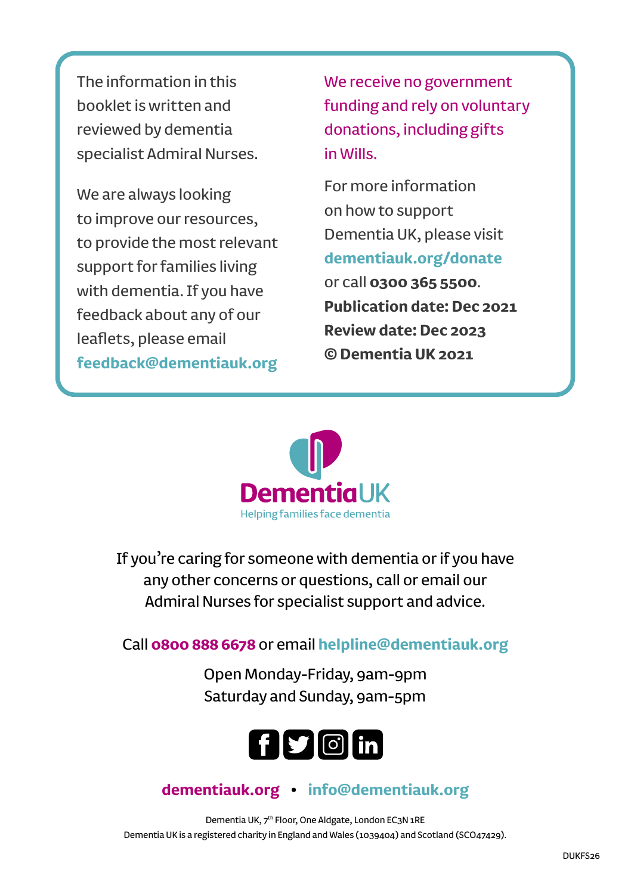The information in this booklet is written and reviewed by dementia specialist Admiral Nurses.

We are always looking to improve our resources, to provide the most relevant support for families living with dementia. If you have feedback about any of our leaflets, please email **feedback@dementiauk.org**

We receive no government funding and rely on voluntary donations, including gifts in Wills.

For more information on how to support Dementia UK, please visit **dementiauk.org/donate** or call **0300 365 5500**.

**Publication date: Dec 2021**

**Review date: Dec 2023**

**© Dementia UK 2021**

**Dementia UK**

Helping families face dementia

If you're caring for someone with dementia or if you have any other concerns or questions, call or email our Admiral Nurses for specialist support and advice.

Call **0800 888 6678** or email **helpline@dementiauk.org**

Open Monday-Friday, 9am-9pm
Saturday and Sunday, 9am-5pm

**dementiauk.org** • **info@dementiauk.org**

Dementia UK, 7th Floor, One Aldgate, London EC3N 1RE
Dementia UK is a registered charity in England and Wales (1039404) and Scotland (SC047429).

DUKFS26